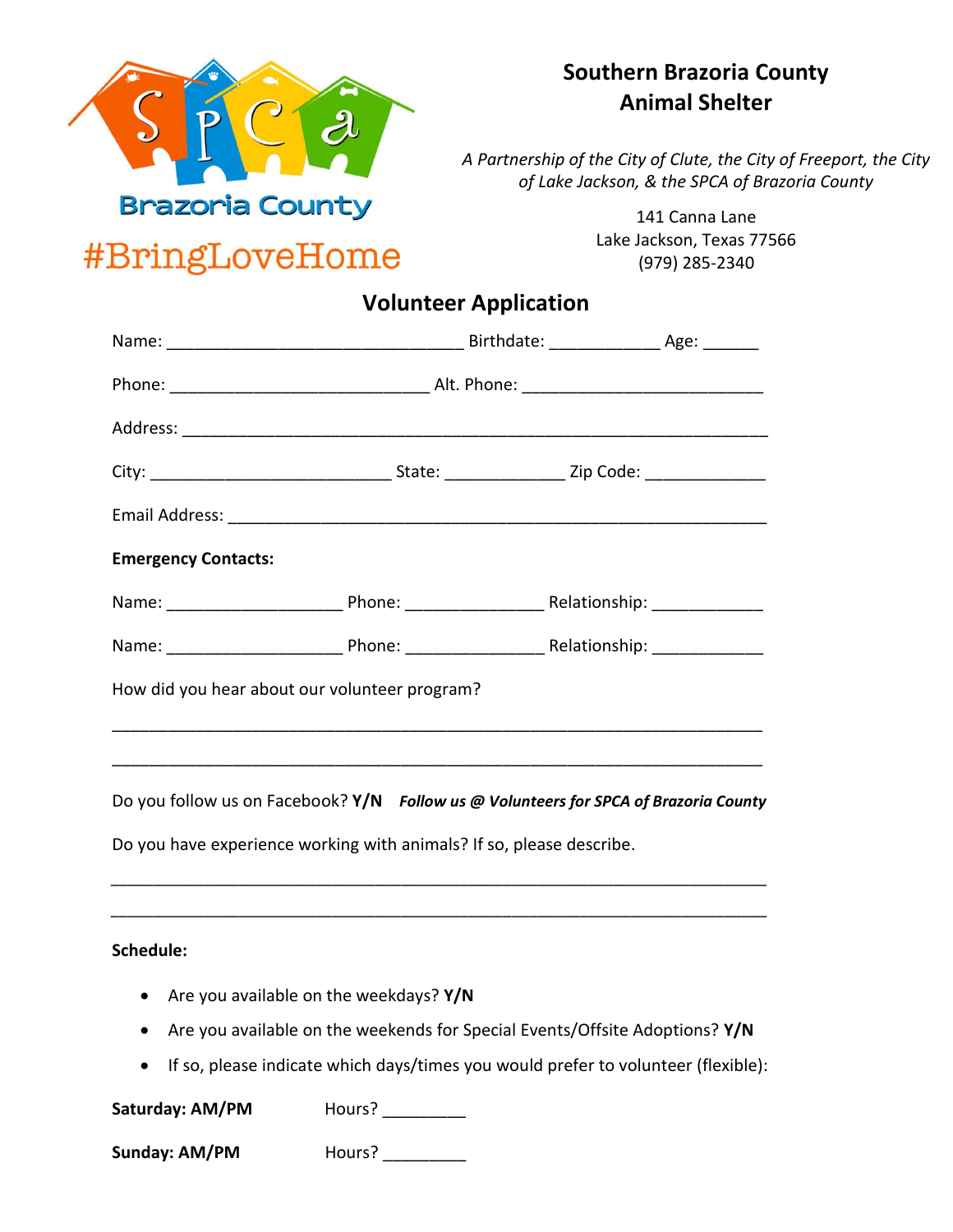SPCA Brazoria County

#BringLoveHome

## Southern Brazoria County Animal Shelter

*A Partnership of the City of Clute, the City of Freeport, the City of Lake Jackson, & the SPCA of Brazoria County*

141 Canna Lane
Lake Jackson, Texas 77566
(979) 285-2340

# Volunteer Application

Name: ________________________________ Birthdate: ____________ Age: ______

Phone: ____________________________ Alt. Phone: __________________________

Address: ______________________________________________________________

City: __________________________ State: _____________ Zip Code: _____________

Email Address: __________________________________________________________

**Emergency Contacts:**

Name: ___________________ Phone: _______________ Relationship: ____________

Name: ___________________ Phone: _______________ Relationship: ____________

How did you hear about our volunteer program?

______________________________________________________________________

______________________________________________________________________

Do you follow us on Facebook? **Y/N** ***Follow us @ Volunteers for SPCA of Brazoria County***

Do you have experience working with animals? If so, please describe.

______________________________________________________________________

______________________________________________________________________

**Schedule:**

- Are you available on the weekdays? **Y/N**
- Are you available on the weekends for Special Events/Offsite Adoptions? **Y/N**
- If so, please indicate which days/times you would prefer to volunteer (flexible):

**Saturday: AM/PM** Hours? _________

**Sunday: AM/PM** Hours? _________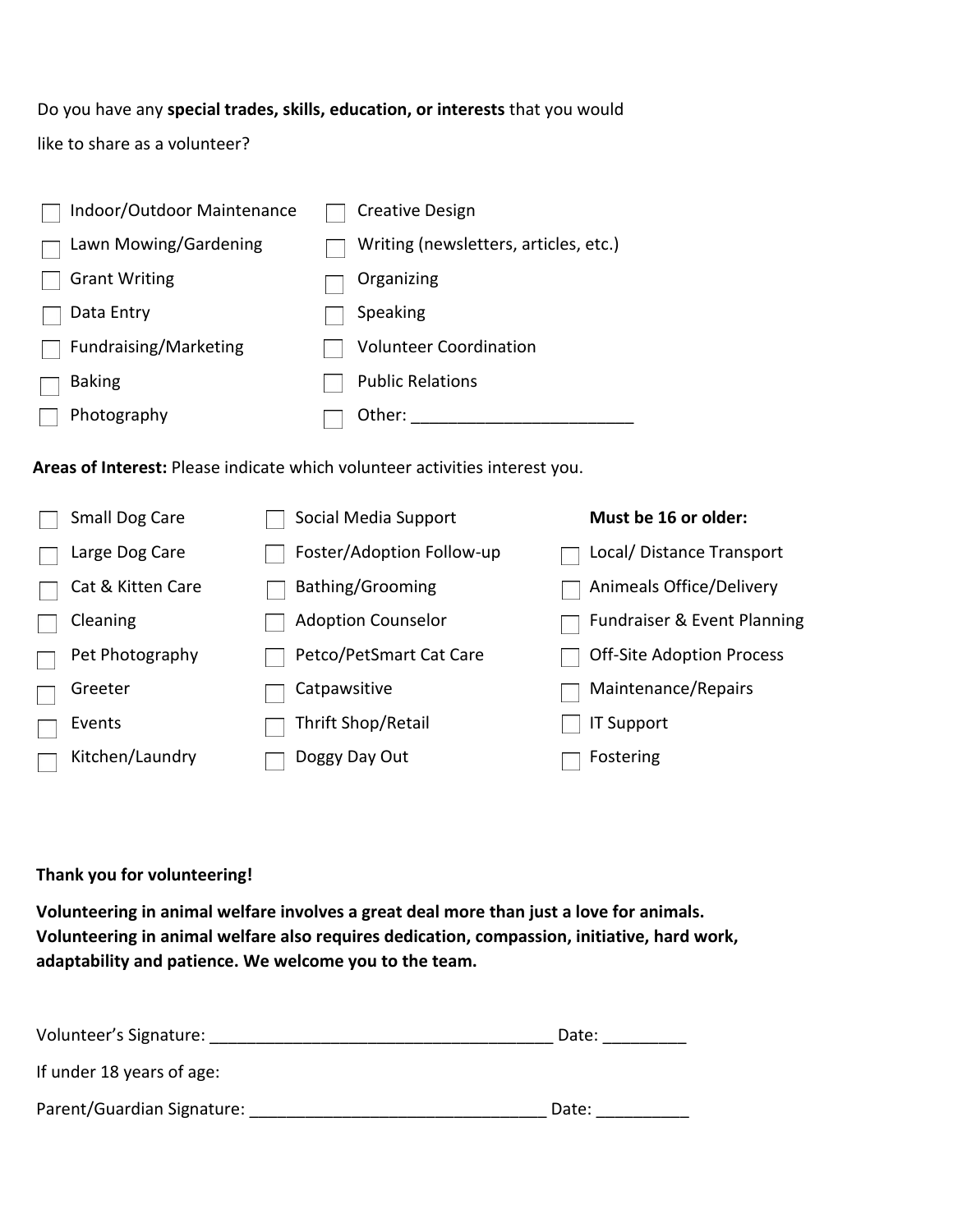Do you have any **special trades, skills, education, or interests** that you would like to share as a volunteer?

- ☐ Indoor/Outdoor Maintenance
- ☐ Lawn Mowing/Gardening
- ☐ Grant Writing
- ☐ Data Entry
- ☐ Fundraising/Marketing
- ☐ Baking
- ☐ Photography
- ☐ Creative Design
- ☐ Writing (newsletters, articles, etc.)
- ☐ Organizing
- ☐ Speaking
- ☐ Volunteer Coordination
- ☐ Public Relations
- ☐ Other: ________________________

**Areas of Interest:** Please indicate which volunteer activities interest you.

- ☐ Small Dog Care
- ☐ Large Dog Care
- ☐ Cat & Kitten Care
- ☐ Cleaning
- ☐ Pet Photography
- ☐ Greeter
- ☐ Events
- ☐ Kitchen/Laundry
- ☐ Social Media Support
- ☐ Foster/Adoption Follow-up
- ☐ Bathing/Grooming
- ☐ Adoption Counselor
- ☐ Petco/PetSmart Cat Care
- ☐ Catpawsitive
- ☐ Thrift Shop/Retail
- ☐ Doggy Day Out

**Must be 16 or older:**

- ☐ Local/ Distance Transport
- ☐ Animeals Office/Delivery
- ☐ Fundraiser & Event Planning
- ☐ Off-Site Adoption Process
- ☐ Maintenance/Repairs
- ☐ IT Support
- ☐ Fostering

**Thank you for volunteering!**

**Volunteering in animal welfare involves a great deal more than just a love for animals. Volunteering in animal welfare also requires dedication, compassion, initiative, hard work, adaptability and patience. We welcome you to the team.**

Volunteer's Signature: _____________________________________ Date: _________

If under 18 years of age:

Parent/Guardian Signature: ________________________________ Date: __________